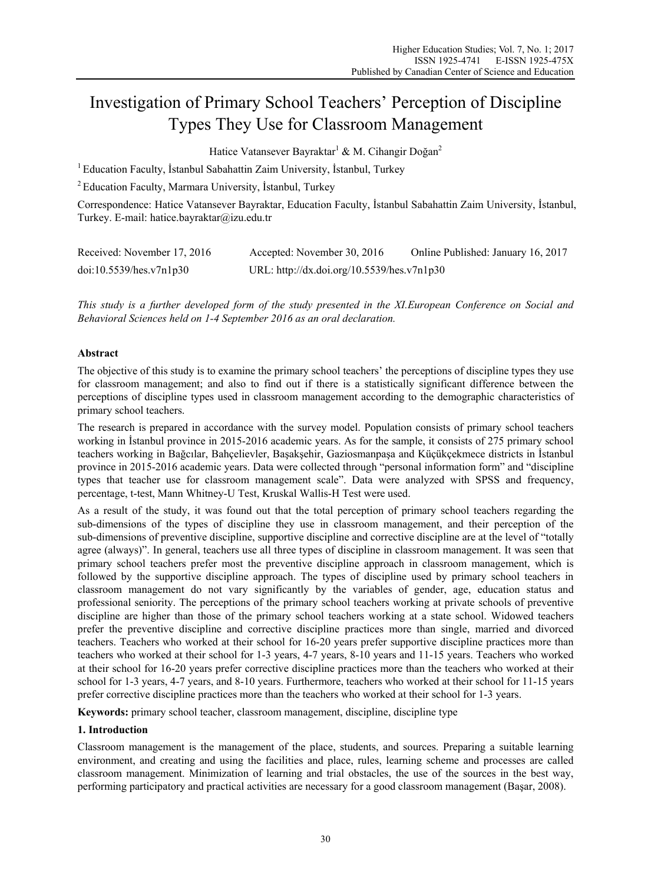# Investigation of Primary School Teachers' Perception of Discipline Types They Use for Classroom Management

Hatice Vatansever Bayraktar[1] & M. Cihangir Doğan[2]

[1] Education Faculty, İstanbul Sabahattin Zaim University, İstanbul, Turkey

[2] Education Faculty, Marmara University, İstanbul, Turkey

Correspondence: Hatice Vatansever Bayraktar, Education Faculty, İstanbul Sabahattin Zaim University, İstanbul, Turkey. E-mail: hatice.bayraktar@izu.edu.tr

Received: November 17, 2016 Accepted: November 30, 2016 Online Published: January 16, 2017

doi:10.5539/hes.v7n1p30 URL: http://dx.doi.org/10.5539/hes.v7n1p30

*This study is a further developed form of the study presented in the XI.European Conference on Social and Behavioral Sciences held on 1-4 September 2016 as an oral declaration.*

**Abstract**

The objective of this study is to examine the primary school teachers' the perceptions of discipline types they use for classroom management; and also to find out if there is a statistically significant difference between the perceptions of discipline types used in classroom management according to the demographic characteristics of primary school teachers.

The research is prepared in accordance with the survey model. Population consists of primary school teachers working in İstanbul province in 2015-2016 academic years. As for the sample, it consists of 275 primary school teachers working in Bağcılar, Bahçelievler, Başakşehir, Gaziosmanpaşa and Küçükçekmece districts in İstanbul province in 2015-2016 academic years. Data were collected through "personal information form" and "discipline types that teacher use for classroom management scale". Data were analyzed with SPSS and frequency, percentage, t-test, Mann Whitney-U Test, Kruskal Wallis-H Test were used.

As a result of the study, it was found out that the total perception of primary school teachers regarding the sub-dimensions of the types of discipline they use in classroom management, and their perception of the sub-dimensions of preventive discipline, supportive discipline and corrective discipline are at the level of "totally agree (always)". In general, teachers use all three types of discipline in classroom management. It was seen that primary school teachers prefer most the preventive discipline approach in classroom management, which is followed by the supportive discipline approach. The types of discipline used by primary school teachers in classroom management do not vary significantly by the variables of gender, age, education status and professional seniority. The perceptions of the primary school teachers working at private schools of preventive discipline are higher than those of the primary school teachers working at a state school. Widowed teachers prefer the preventive discipline and corrective discipline practices more than single, married and divorced teachers. Teachers who worked at their school for 16-20 years prefer supportive discipline practices more than teachers who worked at their school for 1-3 years, 4-7 years, 8-10 years and 11-15 years. Teachers who worked at their school for 16-20 years prefer corrective discipline practices more than the teachers who worked at their school for 1-3 years, 4-7 years, and 8-10 years. Furthermore, teachers who worked at their school for 11-15 years prefer corrective discipline practices more than the teachers who worked at their school for 1-3 years.

**Keywords:** primary school teacher, classroom management, discipline, discipline type

## 1. Introduction

Classroom management is the management of the place, students, and sources. Preparing a suitable learning environment, and creating and using the facilities and place, rules, learning scheme and processes are called classroom management. Minimization of learning and trial obstacles, the use of the sources in the best way, performing participatory and practical activities are necessary for a good classroom management (Başar, 2008).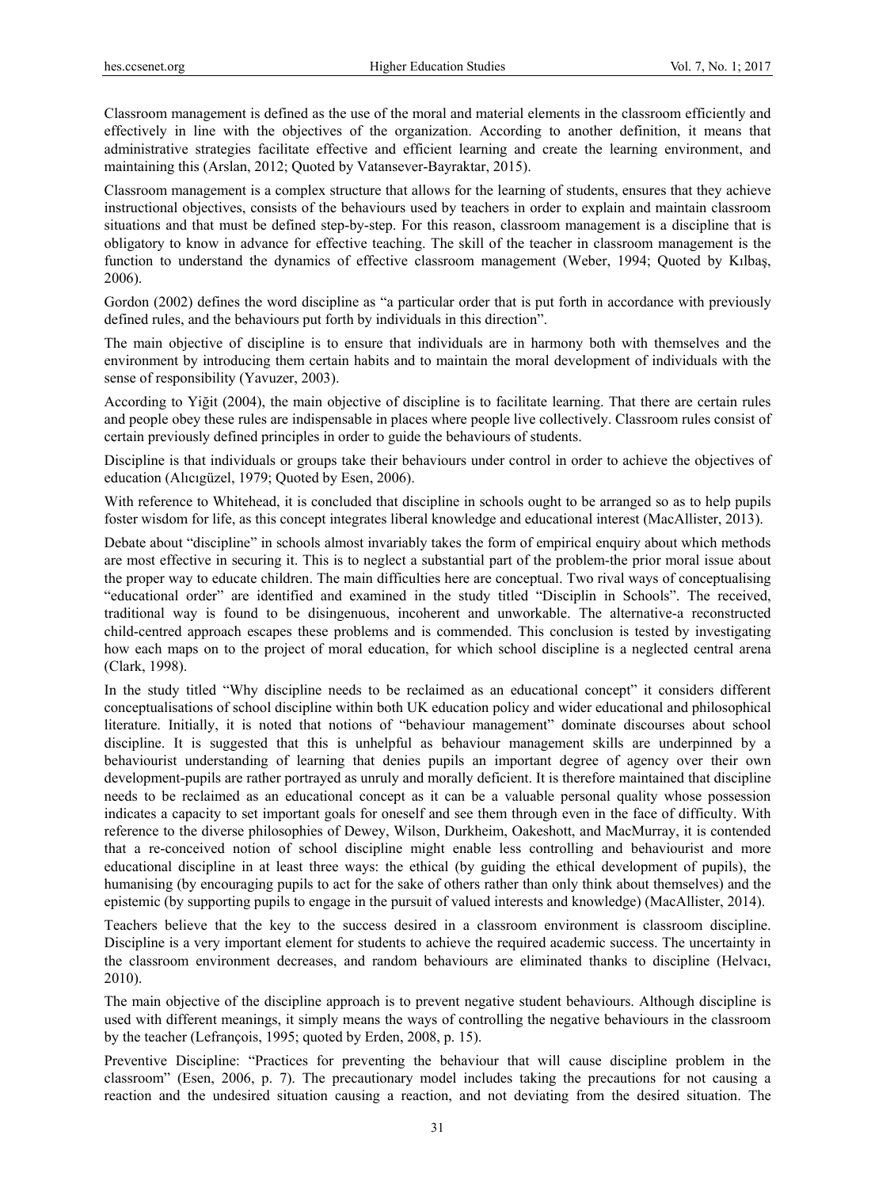Classroom management is defined as the use of the moral and material elements in the classroom efficiently and effectively in line with the objectives of the organization. According to another definition, it means that administrative strategies facilitate effective and efficient learning and create the learning environment, and maintaining this (Arslan, 2012; Quoted by Vatansever-Bayraktar, 2015).

Classroom management is a complex structure that allows for the learning of students, ensures that they achieve instructional objectives, consists of the behaviours used by teachers in order to explain and maintain classroom situations and that must be defined step-by-step. For this reason, classroom management is a discipline that is obligatory to know in advance for effective teaching. The skill of the teacher in classroom management is the function to understand the dynamics of effective classroom management (Weber, 1994; Quoted by Kılbaş, 2006).

Gordon (2002) defines the word discipline as "a particular order that is put forth in accordance with previously defined rules, and the behaviours put forth by individuals in this direction".

The main objective of discipline is to ensure that individuals are in harmony both with themselves and the environment by introducing them certain habits and to maintain the moral development of individuals with the sense of responsibility (Yavuzer, 2003).

According to Yiğit (2004), the main objective of discipline is to facilitate learning. That there are certain rules and people obey these rules are indispensable in places where people live collectively. Classroom rules consist of certain previously defined principles in order to guide the behaviours of students.

Discipline is that individuals or groups take their behaviours under control in order to achieve the objectives of education (Alıcıgüzel, 1979; Quoted by Esen, 2006).

With reference to Whitehead, it is concluded that discipline in schools ought to be arranged so as to help pupils foster wisdom for life, as this concept integrates liberal knowledge and educational interest (MacAllister, 2013).

Debate about "discipline" in schools almost invariably takes the form of empirical enquiry about which methods are most effective in securing it. This is to neglect a substantial part of the problem-the prior moral issue about the proper way to educate children. The main difficulties here are conceptual. Two rival ways of conceptualising "educational order" are identified and examined in the study titled "Disciplin in Schools". The received, traditional way is found to be disingenuous, incoherent and unworkable. The alternative-a reconstructed child-centred approach escapes these problems and is commended. This conclusion is tested by investigating how each maps on to the project of moral education, for which school discipline is a neglected central arena (Clark, 1998).

In the study titled "Why discipline needs to be reclaimed as an educational concept" it considers different conceptualisations of school discipline within both UK education policy and wider educational and philosophical literature. Initially, it is noted that notions of "behaviour management" dominate discourses about school discipline. It is suggested that this is unhelpful as behaviour management skills are underpinned by a behaviourist understanding of learning that denies pupils an important degree of agency over their own development-pupils are rather portrayed as unruly and morally deficient. It is therefore maintained that discipline needs to be reclaimed as an educational concept as it can be a valuable personal quality whose possession indicates a capacity to set important goals for oneself and see them through even in the face of difficulty. With reference to the diverse philosophies of Dewey, Wilson, Durkheim, Oakeshott, and MacMurray, it is contended that a re-conceived notion of school discipline might enable less controlling and behaviourist and more educational discipline in at least three ways: the ethical (by guiding the ethical development of pupils), the humanising (by encouraging pupils to act for the sake of others rather than only think about themselves) and the epistemic (by supporting pupils to engage in the pursuit of valued interests and knowledge) (MacAllister, 2014).

Teachers believe that the key to the success desired in a classroom environment is classroom discipline. Discipline is a very important element for students to achieve the required academic success. The uncertainty in the classroom environment decreases, and random behaviours are eliminated thanks to discipline (Helvacı, 2010).

The main objective of the discipline approach is to prevent negative student behaviours. Although discipline is used with different meanings, it simply means the ways of controlling the negative behaviours in the classroom by the teacher (Lefrançois, 1995; quoted by Erden, 2008, p. 15).

Preventive Discipline: "Practices for preventing the behaviour that will cause discipline problem in the classroom" (Esen, 2006, p. 7). The precautionary model includes taking the precautions for not causing a reaction and the undesired situation causing a reaction, and not deviating from the desired situation. The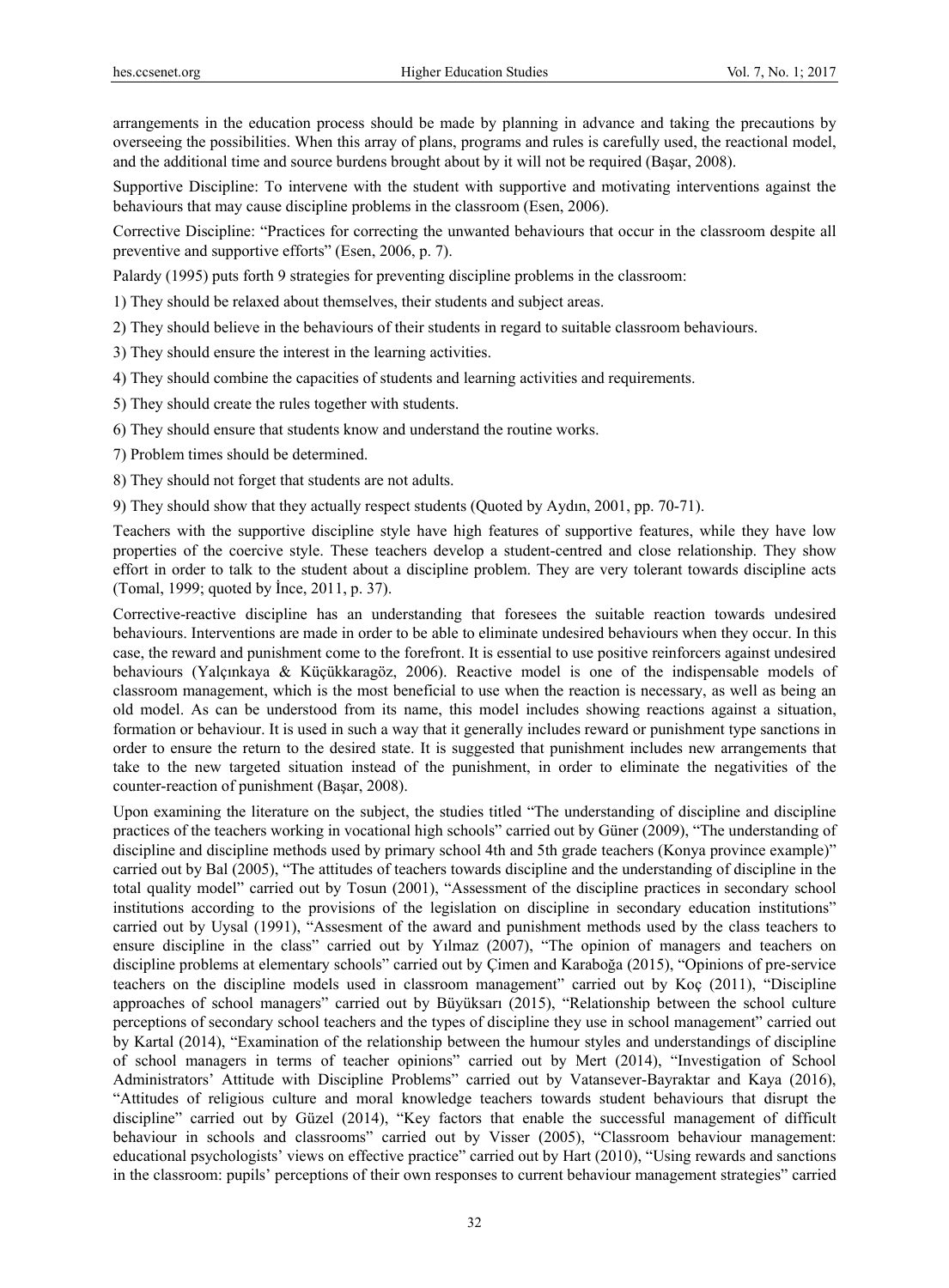arrangements in the education process should be made by planning in advance and taking the precautions by overseeing the possibilities. When this array of plans, programs and rules is carefully used, the reactional model, and the additional time and source burdens brought about by it will not be required (Başar, 2008).

Supportive Discipline: To intervene with the student with supportive and motivating interventions against the behaviours that may cause discipline problems in the classroom (Esen, 2006).

Corrective Discipline: "Practices for correcting the unwanted behaviours that occur in the classroom despite all preventive and supportive efforts" (Esen, 2006, p. 7).

Palardy (1995) puts forth 9 strategies for preventing discipline problems in the classroom:

1) They should be relaxed about themselves, their students and subject areas.

2) They should believe in the behaviours of their students in regard to suitable classroom behaviours.

3) They should ensure the interest in the learning activities.

4) They should combine the capacities of students and learning activities and requirements.

5) They should create the rules together with students.

6) They should ensure that students know and understand the routine works.

7) Problem times should be determined.

8) They should not forget that students are not adults.

9) They should show that they actually respect students (Quoted by Aydın, 2001, pp. 70-71).

Teachers with the supportive discipline style have high features of supportive features, while they have low properties of the coercive style. These teachers develop a student-centred and close relationship. They show effort in order to talk to the student about a discipline problem. They are very tolerant towards discipline acts (Tomal, 1999; quoted by İnce, 2011, p. 37).

Corrective-reactive discipline has an understanding that foresees the suitable reaction towards undesired behaviours. Interventions are made in order to be able to eliminate undesired behaviours when they occur. In this case, the reward and punishment come to the forefront. It is essential to use positive reinforcers against undesired behaviours (Yalçınkaya & Küçükkaragöz, 2006). Reactive model is one of the indispensable models of classroom management, which is the most beneficial to use when the reaction is necessary, as well as being an old model. As can be understood from its name, this model includes showing reactions against a situation, formation or behaviour. It is used in such a way that it generally includes reward or punishment type sanctions in order to ensure the return to the desired state. It is suggested that punishment includes new arrangements that take to the new targeted situation instead of the punishment, in order to eliminate the negativities of the counter-reaction of punishment (Başar, 2008).

Upon examining the literature on the subject, the studies titled "The understanding of discipline and discipline practices of the teachers working in vocational high schools" carried out by Güner (2009), "The understanding of discipline and discipline methods used by primary school 4th and 5th grade teachers (Konya province example)" carried out by Bal (2005), "The attitudes of teachers towards discipline and the understanding of discipline in the total quality model" carried out by Tosun (2001), "Assessment of the discipline practices in secondary school institutions according to the provisions of the legislation on discipline in secondary education institutions" carried out by Uysal (1991), "Assesment of the award and punishment methods used by the class teachers to ensure discipline in the class" carried out by Yılmaz (2007), "The opinion of managers and teachers on discipline problems at elementary schools" carried out by Çimen and Karaboğa (2015), "Opinions of pre-service teachers on the discipline models used in classroom management" carried out by Koç (2011), "Discipline approaches of school managers" carried out by Büyüksarı (2015), "Relationship between the school culture perceptions of secondary school teachers and the types of discipline they use in school management" carried out by Kartal (2014), "Examination of the relationship between the humour styles and understandings of discipline of school managers in terms of teacher opinions" carried out by Mert (2014), "Investigation of School Administrators' Attitude with Discipline Problems" carried out by Vatansever-Bayraktar and Kaya (2016), "Attitudes of religious culture and moral knowledge teachers towards student behaviours that disrupt the discipline" carried out by Güzel (2014), "Key factors that enable the successful management of difficult behaviour in schools and classrooms" carried out by Visser (2005), "Classroom behaviour management: educational psychologists' views on effective practice" carried out by Hart (2010), "Using rewards and sanctions in the classroom: pupils' perceptions of their own responses to current behaviour management strategies" carried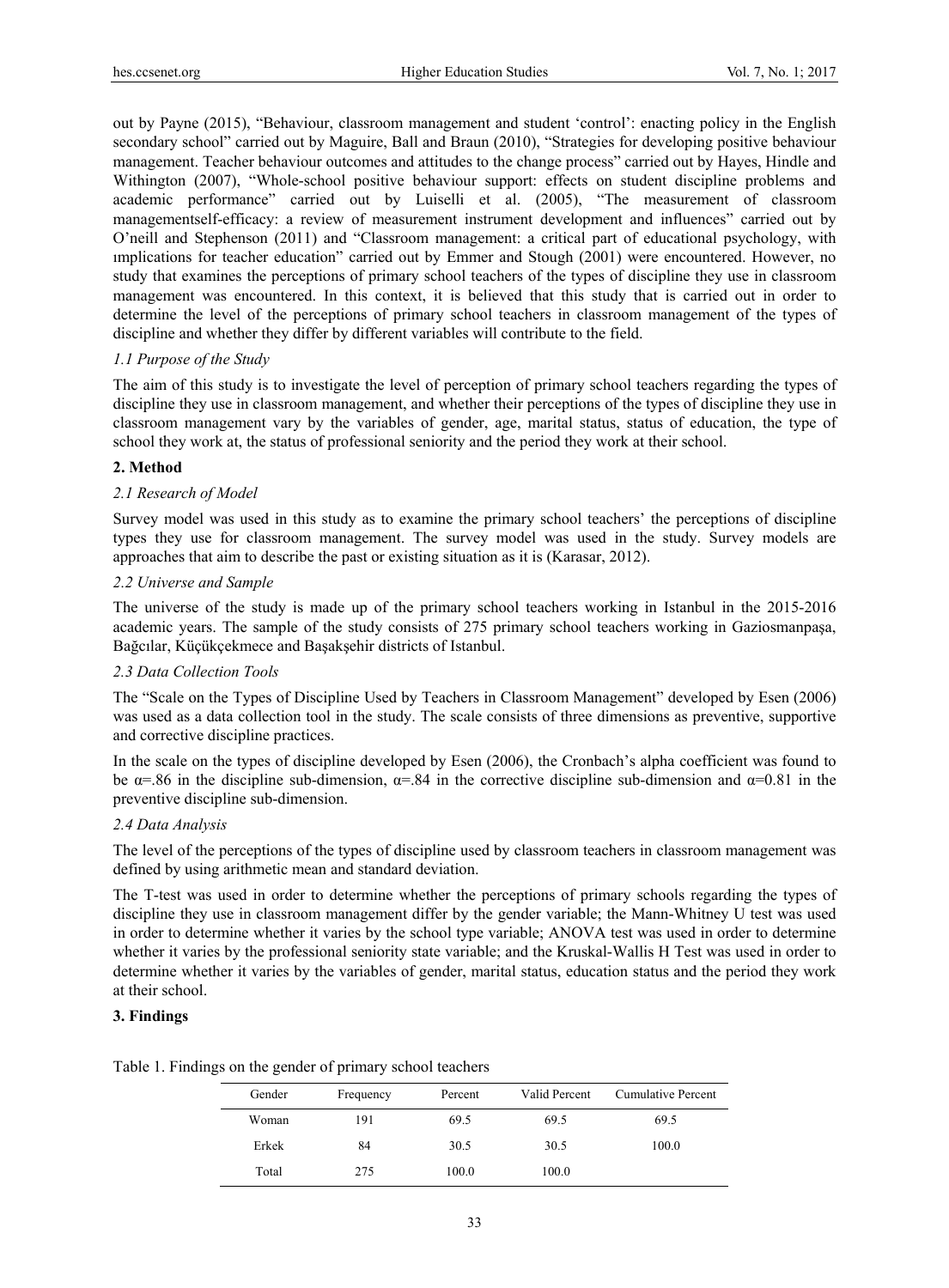out by Payne (2015), "Behaviour, classroom management and student 'control': enacting policy in the English secondary school" carried out by Maguire, Ball and Braun (2010), "Strategies for developing positive behaviour management. Teacher behaviour outcomes and attitudes to the change process" carried out by Hayes, Hindle and Withington (2007), "Whole-school positive behaviour support: effects on student discipline problems and academic performance" carried out by Luiselli et al. (2005), "The measurement of classroom managementself-efficacy: a review of measurement instrument development and influences" carried out by O'neill and Stephenson (2011) and "Classroom management: a critical part of educational psychology, with ımplications for teacher education" carried out by Emmer and Stough (2001) were encountered. However, no study that examines the perceptions of primary school teachers of the types of discipline they use in classroom management was encountered. In this context, it is believed that this study that is carried out in order to determine the level of the perceptions of primary school teachers in classroom management of the types of discipline and whether they differ by different variables will contribute to the field.

### *1.1 Purpose of the Study*

The aim of this study is to investigate the level of perception of primary school teachers regarding the types of discipline they use in classroom management, and whether their perceptions of the types of discipline they use in classroom management vary by the variables of gender, age, marital status, status of education, the type of school they work at, the status of professional seniority and the period they work at their school.

## 2. Method

### *2.1 Research of Model*

Survey model was used in this study as to examine the primary school teachers' the perceptions of discipline types they use for classroom management. The survey model was used in the study. Survey models are approaches that aim to describe the past or existing situation as it is (Karasar, 2012).

### *2.2 Universe and Sample*

The universe of the study is made up of the primary school teachers working in Istanbul in the 2015-2016 academic years. The sample of the study consists of 275 primary school teachers working in Gaziosmanpaşa, Bağcılar, Küçükçekmece and Başakşehir districts of Istanbul.

### *2.3 Data Collection Tools*

The "Scale on the Types of Discipline Used by Teachers in Classroom Management" developed by Esen (2006) was used as a data collection tool in the study. The scale consists of three dimensions as preventive, supportive and corrective discipline practices.

In the scale on the types of discipline developed by Esen (2006), the Cronbach's alpha coefficient was found to be $\alpha$=.86 in the discipline sub-dimension, $\alpha$=.84 in the corrective discipline sub-dimension and $\alpha$=0.81 in the preventive discipline sub-dimension.

### *2.4 Data Analysis*

The level of the perceptions of the types of discipline used by classroom teachers in classroom management was defined by using arithmetic mean and standard deviation.

The T-test was used in order to determine whether the perceptions of primary schools regarding the types of discipline they use in classroom management differ by the gender variable; the Mann-Whitney U test was used in order to determine whether it varies by the school type variable; ANOVA test was used in order to determine whether it varies by the professional seniority state variable; and the Kruskal-Wallis H Test was used in order to determine whether it varies by the variables of gender, marital status, education status and the period they work at their school.

## 3. Findings

Table 1. Findings on the gender of primary school teachers

| Gender | Frequency | Percent | Valid Percent | Cumulative Percent |
|---|---|---|---|---|
| Woman | 191 | 69.5 | 69.5 | 69.5 |
| Erkek | 84 | 30.5 | 30.5 | 100.0 |
| Total | 275 | 100.0 | 100.0 | |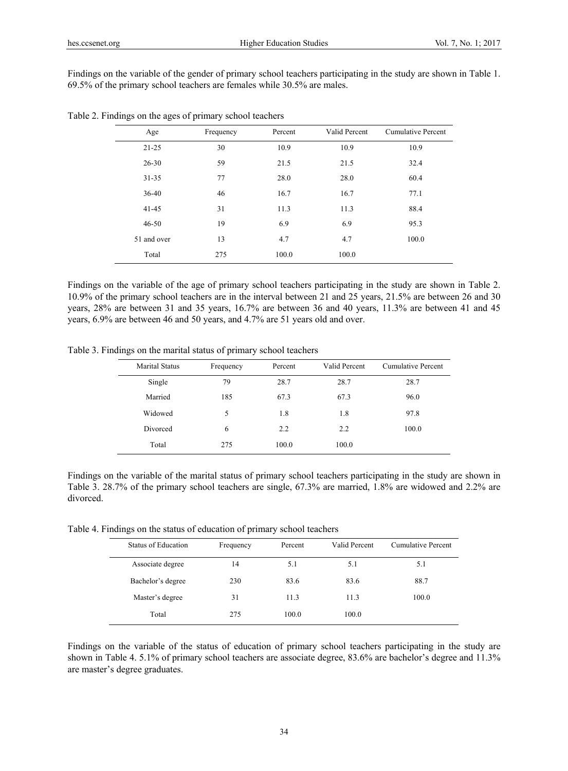Findings on the variable of the gender of primary school teachers participating in the study are shown in Table 1. 69.5% of the primary school teachers are females while 30.5% are males.

Table 2. Findings on the ages of primary school teachers

| Age | Frequency | Percent | Valid Percent | Cumulative Percent |
|---|---|---|---|---|
| 21-25 | 30 | 10.9 | 10.9 | 10.9 |
| 26-30 | 59 | 21.5 | 21.5 | 32.4 |
| 31-35 | 77 | 28.0 | 28.0 | 60.4 |
| 36-40 | 46 | 16.7 | 16.7 | 77.1 |
| 41-45 | 31 | 11.3 | 11.3 | 88.4 |
| 46-50 | 19 | 6.9 | 6.9 | 95.3 |
| 51 and over | 13 | 4.7 | 4.7 | 100.0 |
| Total | 275 | 100.0 | 100.0 | |

Findings on the variable of the age of primary school teachers participating in the study are shown in Table 2. 10.9% of the primary school teachers are in the interval between 21 and 25 years, 21.5% are between 26 and 30 years, 28% are between 31 and 35 years, 16.7% are between 36 and 40 years, 11.3% are between 41 and 45 years, 6.9% are between 46 and 50 years, and 4.7% are 51 years old and over.

Table 3. Findings on the marital status of primary school teachers

| Marital Status | Frequency | Percent | Valid Percent | Cumulative Percent |
|---|---|---|---|---|
| Single | 79 | 28.7 | 28.7 | 28.7 |
| Married | 185 | 67.3 | 67.3 | 96.0 |
| Widowed | 5 | 1.8 | 1.8 | 97.8 |
| Divorced | 6 | 2.2 | 2.2 | 100.0 |
| Total | 275 | 100.0 | 100.0 | |

Findings on the variable of the marital status of primary school teachers participating in the study are shown in Table 3. 28.7% of the primary school teachers are single, 67.3% are married, 1.8% are widowed and 2.2% are divorced.

Table 4. Findings on the status of education of primary school teachers

| Status of Education | Frequency | Percent | Valid Percent | Cumulative Percent |
|---|---|---|---|---|
| Associate degree | 14 | 5.1 | 5.1 | 5.1 |
| Bachelor's degree | 230 | 83.6 | 83.6 | 88.7 |
| Master's degree | 31 | 11.3 | 11.3 | 100.0 |
| Total | 275 | 100.0 | 100.0 | |

Findings on the variable of the status of education of primary school teachers participating in the study are shown in Table 4. 5.1% of primary school teachers are associate degree, 83.6% are bachelor's degree and 11.3% are master's degree graduates.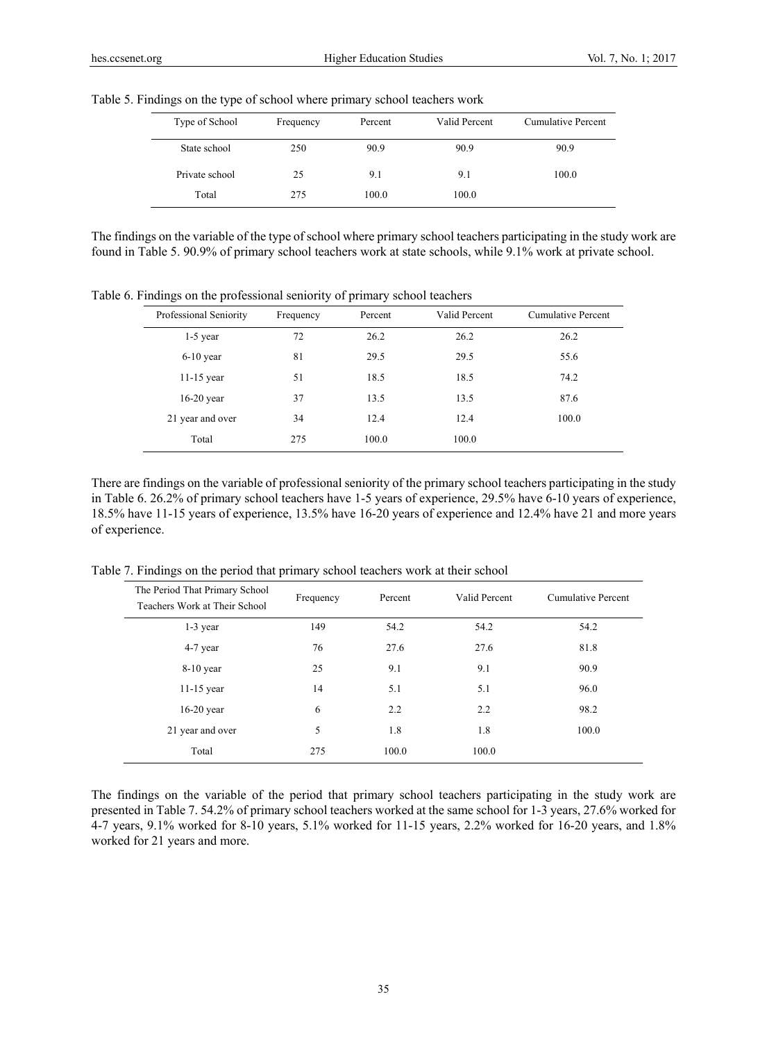Table 5. Findings on the type of school where primary school teachers work

| Type of School | Frequency | Percent | Valid Percent | Cumulative Percent |
|---|---|---|---|---|
| State school | 250 | 90.9 | 90.9 | 90.9 |
| Private school | 25 | 9.1 | 9.1 | 100.0 |
| Total | 275 | 100.0 | 100.0 | |

The findings on the variable of the type of school where primary school teachers participating in the study work are found in Table 5. 90.9% of primary school teachers work at state schools, while 9.1% work at private school.

Table 6. Findings on the professional seniority of primary school teachers

| Professional Seniority | Frequency | Percent | Valid Percent | Cumulative Percent |
|---|---|---|---|---|
| 1-5 year | 72 | 26.2 | 26.2 | 26.2 |
| 6-10 year | 81 | 29.5 | 29.5 | 55.6 |
| 11-15 year | 51 | 18.5 | 18.5 | 74.2 |
| 16-20 year | 37 | 13.5 | 13.5 | 87.6 |
| 21 year and over | 34 | 12.4 | 12.4 | 100.0 |
| Total | 275 | 100.0 | 100.0 | |

There are findings on the variable of professional seniority of the primary school teachers participating in the study in Table 6. 26.2% of primary school teachers have 1-5 years of experience, 29.5% have 6-10 years of experience, 18.5% have 11-15 years of experience, 13.5% have 16-20 years of experience and 12.4% have 21 and more years of experience.

Table 7. Findings on the period that primary school teachers work at their school

| The Period That Primary School Teachers Work at Their School | Frequency | Percent | Valid Percent | Cumulative Percent |
|---|---|---|---|---|
| 1-3 year | 149 | 54.2 | 54.2 | 54.2 |
| 4-7 year | 76 | 27.6 | 27.6 | 81.8 |
| 8-10 year | 25 | 9.1 | 9.1 | 90.9 |
| 11-15 year | 14 | 5.1 | 5.1 | 96.0 |
| 16-20 year | 6 | 2.2 | 2.2 | 98.2 |
| 21 year and over | 5 | 1.8 | 1.8 | 100.0 |
| Total | 275 | 100.0 | 100.0 | |

The findings on the variable of the period that primary school teachers participating in the study work are presented in Table 7. 54.2% of primary school teachers worked at the same school for 1-3 years, 27.6% worked for 4-7 years, 9.1% worked for 8-10 years, 5.1% worked for 11-15 years, 2.2% worked for 16-20 years, and 1.8% worked for 21 years and more.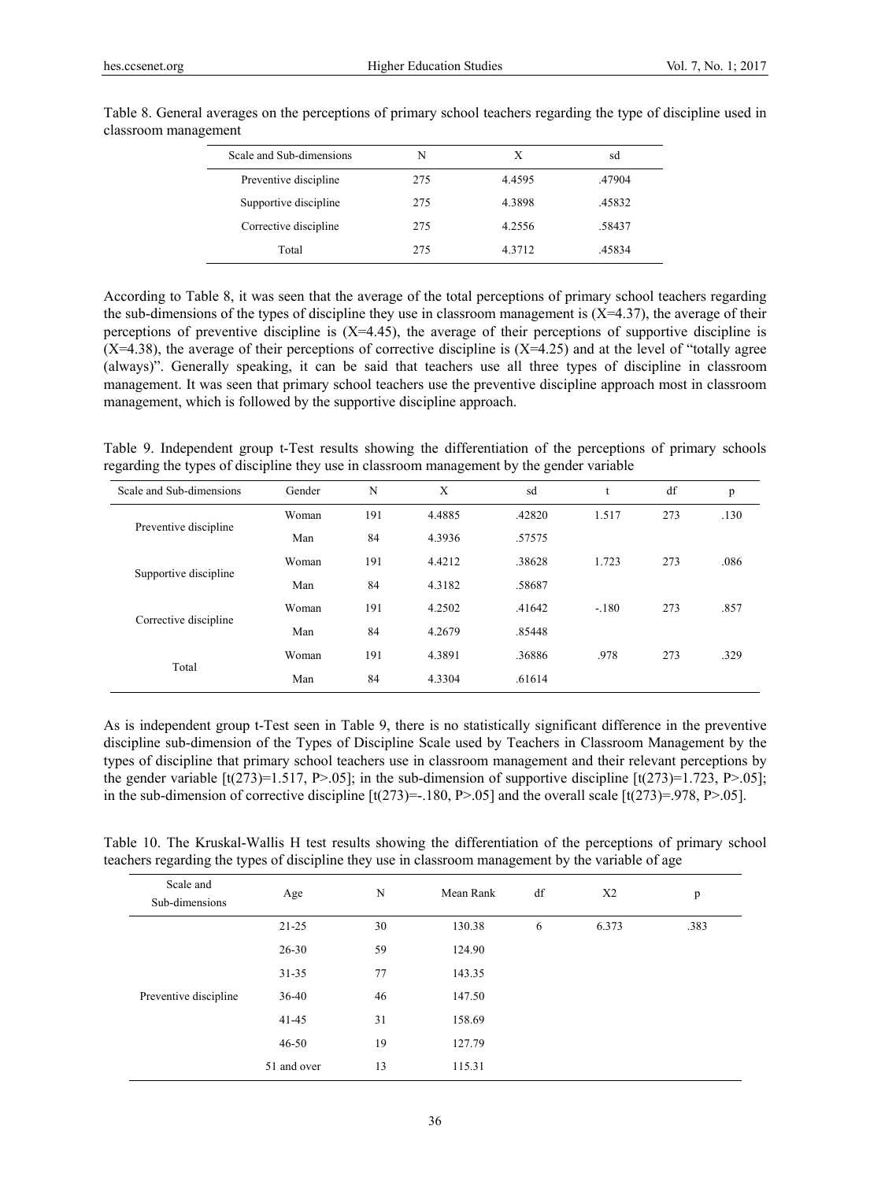Table 8. General averages on the perceptions of primary school teachers regarding the type of discipline used in classroom management

| Scale and Sub-dimensions | N | X | sd |
|---|---|---|---|
| Preventive discipline | 275 | 4.4595 | .47904 |
| Supportive discipline | 275 | 4.3898 | .45832 |
| Corrective discipline | 275 | 4.2556 | .58437 |
| Total | 275 | 4.3712 | .45834 |

According to Table 8, it was seen that the average of the total perceptions of primary school teachers regarding the sub-dimensions of the types of discipline they use in classroom management is (X=4.37), the average of their perceptions of preventive discipline is (X=4.45), the average of their perceptions of supportive discipline is (X=4.38), the average of their perceptions of corrective discipline is (X=4.25) and at the level of "totally agree (always)". Generally speaking, it can be said that teachers use all three types of discipline in classroom management. It was seen that primary school teachers use the preventive discipline approach most in classroom management, which is followed by the supportive discipline approach.

Table 9. Independent group t-Test results showing the differentiation of the perceptions of primary schools regarding the types of discipline they use in classroom management by the gender variable

| Scale and Sub-dimensions | Gender | N | X | sd | t | df | p |
|---|---|---|---|---|---|---|---|
| Preventive discipline | Woman | 191 | 4.4885 | .42820 | 1.517 | 273 | .130 |
| | Man | 84 | 4.3936 | .57575 | | | |
| Supportive discipline | Woman | 191 | 4.4212 | .38628 | 1.723 | 273 | .086 |
| | Man | 84 | 4.3182 | .58687 | | | |
| Corrective discipline | Woman | 191 | 4.2502 | .41642 | -.180 | 273 | .857 |
| | Man | 84 | 4.2679 | .85448 | | | |
| Total | Woman | 191 | 4.3891 | .36886 | .978 | 273 | .329 |
| | Man | 84 | 4.3304 | .61614 | | | |

As is independent group t-Test seen in Table 9, there is no statistically significant difference in the preventive discipline sub-dimension of the Types of Discipline Scale used by Teachers in Classroom Management by the types of discipline that primary school teachers use in classroom management and their relevant perceptions by the gender variable [$t(273)=1.517$, $P>.05$]; in the sub-dimension of supportive discipline [$t(273)=1.723$, $P>.05$]; in the sub-dimension of corrective discipline [$t(273)=-.180$, $P>.05$] and the overall scale [$t(273)=.978$, $P>.05$].

Table 10. The Kruskal-Wallis H test results showing the differentiation of the perceptions of primary school teachers regarding the types of discipline they use in classroom management by the variable of age

| Scale and Sub-dimensions | Age | N | Mean Rank | df | X2 | p |
|---|---|---|---|---|---|---|
| Preventive discipline | 21-25 | 30 | 130.38 | 6 | 6.373 | .383 |
| | 26-30 | 59 | 124.90 | | | |
| | 31-35 | 77 | 143.35 | | | |
| | 36-40 | 46 | 147.50 | | | |
| | 41-45 | 31 | 158.69 | | | |
| | 46-50 | 19 | 127.79 | | | |
| | 51 and over | 13 | 115.31 | | | |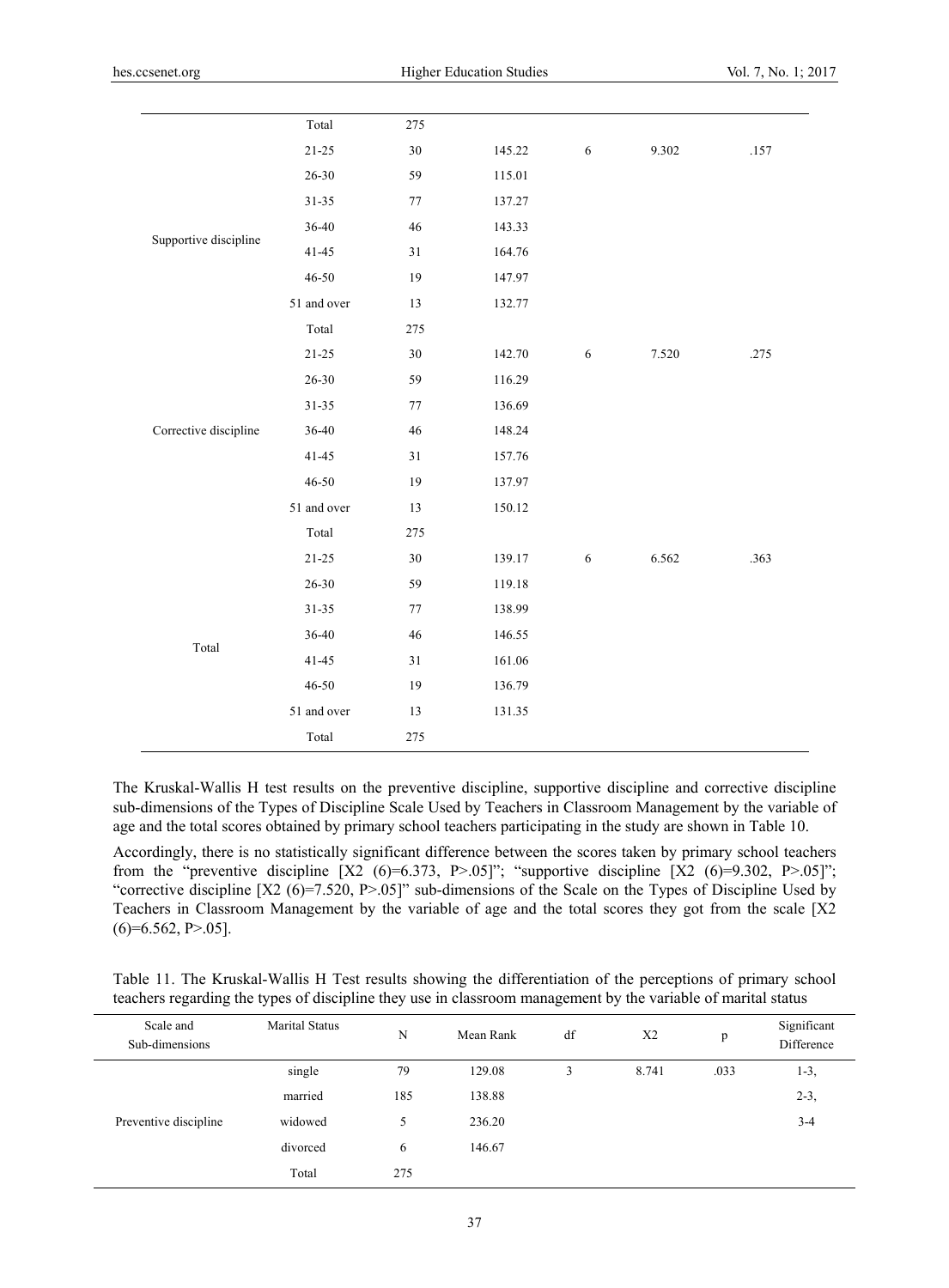| | Total | 275 | | | | |
|---|---|---|---|---|---|---|
| Supportive discipline | 21-25 | 30 | 145.22 | 6 | 9.302 | .157 |
| | 26-30 | 59 | 115.01 | | | |
| | 31-35 | 77 | 137.27 | | | |
| | 36-40 | 46 | 143.33 | | | |
| | 41-45 | 31 | 164.76 | | | |
| | 46-50 | 19 | 147.97 | | | |
| | 51 and over | 13 | 132.77 | | | |
| | Total | 275 | | | | |
| Corrective discipline | 21-25 | 30 | 142.70 | 6 | 7.520 | .275 |
| | 26-30 | 59 | 116.29 | | | |
| | 31-35 | 77 | 136.69 | | | |
| | 36-40 | 46 | 148.24 | | | |
| | 41-45 | 31 | 157.76 | | | |
| | 46-50 | 19 | 137.97 | | | |
| | 51 and over | 13 | 150.12 | | | |
| | Total | 275 | | | | |
| Total | 21-25 | 30 | 139.17 | 6 | 6.562 | .363 |
| | 26-30 | 59 | 119.18 | | | |
| | 31-35 | 77 | 138.99 | | | |
| | 36-40 | 46 | 146.55 | | | |
| | 41-45 | 31 | 161.06 | | | |
| | 46-50 | 19 | 136.79 | | | |
| | 51 and over | 13 | 131.35 | | | |
| | Total | 275 | | | | |

The Kruskal-Wallis H test results on the preventive discipline, supportive discipline and corrective discipline sub-dimensions of the Types of Discipline Scale Used by Teachers in Classroom Management by the variable of age and the total scores obtained by primary school teachers participating in the study are shown in Table 10.

Accordingly, there is no statistically significant difference between the scores taken by primary school teachers from the "preventive discipline [X2 (6)=6.373, P>.05]"; "supportive discipline [X2 (6)=9.302, P>.05]"; "corrective discipline [X2 (6)=7.520, P>.05]" sub-dimensions of the Scale on the Types of Discipline Used by Teachers in Classroom Management by the variable of age and the total scores they got from the scale [X2 (6)=6.562, P>.05].

Table 11. The Kruskal-Wallis H Test results showing the differentiation of the perceptions of primary school teachers regarding the types of discipline they use in classroom management by the variable of marital status

| Scale and Sub-dimensions | Marital Status | N | Mean Rank | df | X2 | p | Significant Difference |
|---|---|---|---|---|---|---|---|
| Preventive discipline | single | 79 | 129.08 | 3 | 8.741 | .033 | 1-3, |
| | married | 185 | 138.88 | | | | 2-3, |
| | widowed | 5 | 236.20 | | | | 3-4 |
| | divorced | 6 | 146.67 | | | | |
| | Total | 275 | | | | | |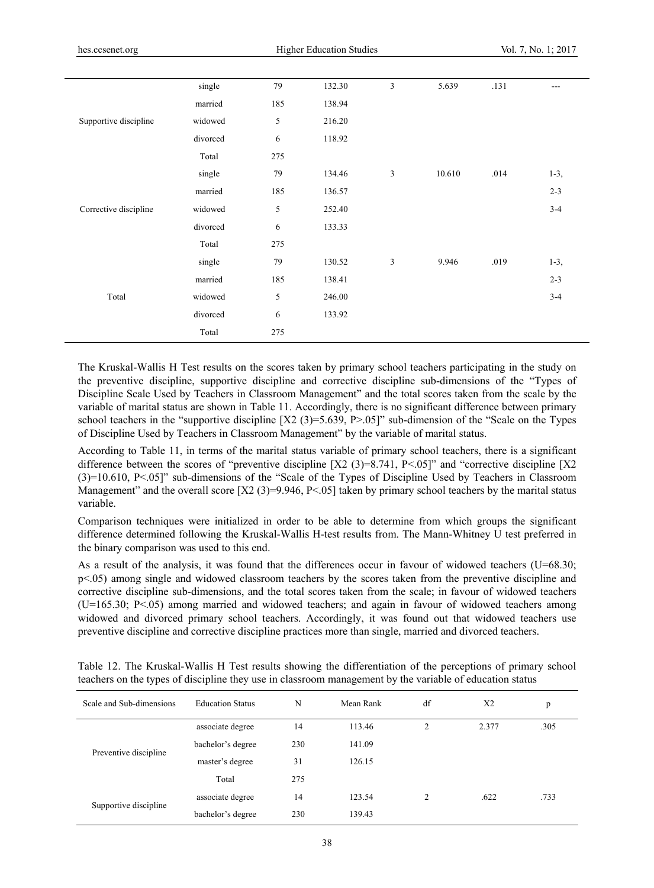| | single | 79 | 132.30 | 3 | 5.639 | .131 | --- |
|---|---|---|---|---|---|---|---|
| | married | 185 | 138.94 | | | | |
| Supportive discipline | widowed | 5 | 216.20 | | | | |
| | divorced | 6 | 118.92 | | | | |
| | Total | 275 | | | | | |
| | single | 79 | 134.46 | 3 | 10.610 | .014 | 1-3, |
| | married | 185 | 136.57 | | | | 2-3 |
| Corrective discipline | widowed | 5 | 252.40 | | | | 3-4 |
| | divorced | 6 | 133.33 | | | | |
| | Total | 275 | | | | | |
| | single | 79 | 130.52 | 3 | 9.946 | .019 | 1-3, |
| | married | 185 | 138.41 | | | | 2-3 |
| Total | widowed | 5 | 246.00 | | | | 3-4 |
| | divorced | 6 | 133.92 | | | | |
| | Total | 275 | | | | | |

The Kruskal-Wallis H Test results on the scores taken by primary school teachers participating in the study on the preventive discipline, supportive discipline and corrective discipline sub-dimensions of the "Types of Discipline Scale Used by Teachers in Classroom Management" and the total scores taken from the scale by the variable of marital status are shown in Table 11. Accordingly, there is no significant difference between primary school teachers in the "supportive discipline [$X2$ (3)=5.639, $P>.05$]" sub-dimension of the "Scale on the Types of Discipline Used by Teachers in Classroom Management" by the variable of marital status.

According to Table 11, in terms of the marital status variable of primary school teachers, there is a significant difference between the scores of "preventive discipline [$X2$ (3)=8.741, $P<.05$]" and "corrective discipline [$X2$ (3)=10.610, $P<.05$]" sub-dimensions of the "Scale of the Types of Discipline Used by Teachers in Classroom Management" and the overall score [$X2$ (3)=9.946, $P<.05$] taken by primary school teachers by the marital status variable.

Comparison techniques were initialized in order to be able to determine from which groups the significant difference determined following the Kruskal-Wallis H-test results from. The Mann-Whitney U test preferred in the binary comparison was used to this end.

As a result of the analysis, it was found that the differences occur in favour of widowed teachers ($U=68.30$; $p<.05$) among single and widowed classroom teachers by the scores taken from the preventive discipline and corrective discipline sub-dimensions, and the total scores taken from the scale; in favour of widowed teachers ($U=165.30$; $P<.05$) among married and widowed teachers; and again in favour of widowed teachers among widowed and divorced primary school teachers. Accordingly, it was found out that widowed teachers use preventive discipline and corrective discipline practices more than single, married and divorced teachers.

Table 12. The Kruskal-Wallis H Test results showing the differentiation of the perceptions of primary school teachers on the types of discipline they use in classroom management by the variable of education status

| Scale and Sub-dimensions | Education Status | N | Mean Rank | df | X2 | p |
|---|---|---|---|---|---|---|
| Preventive discipline | associate degree | 14 | 113.46 | 2 | 2.377 | .305 |
| | bachelor's degree | 230 | 141.09 | | | |
| | master's degree | 31 | 126.15 | | | |
| | Total | 275 | | | | |
| Supportive discipline | associate degree | 14 | 123.54 | 2 | .622 | .733 |
| | bachelor's degree | 230 | 139.43 | | | |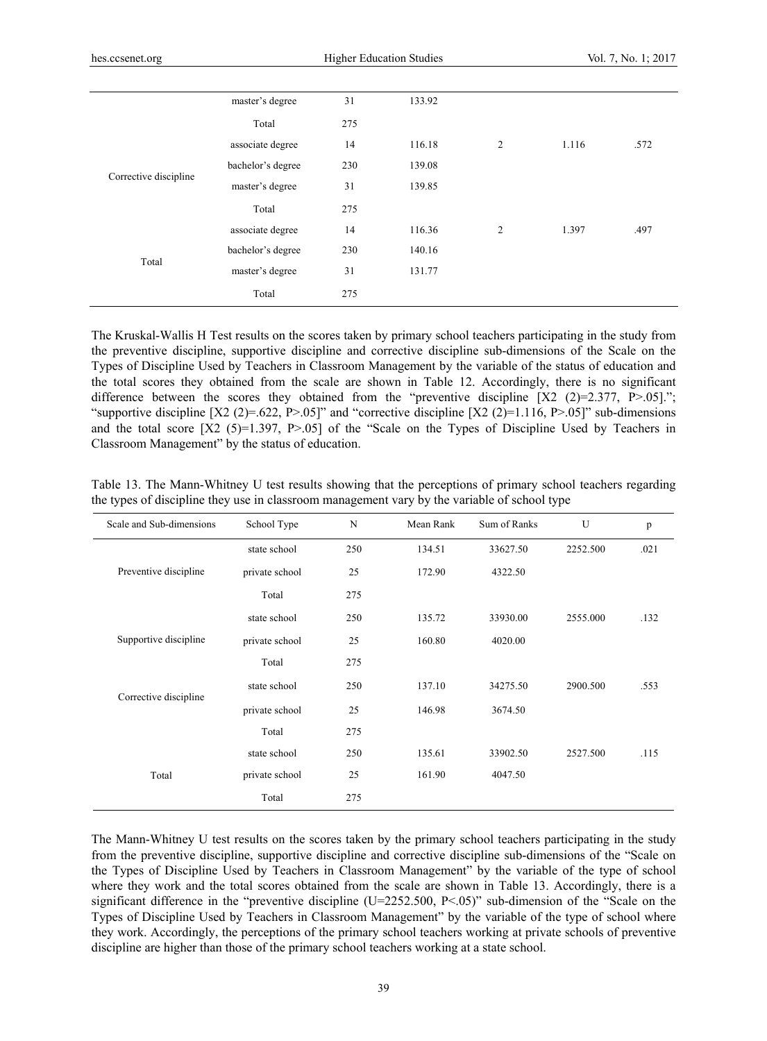| | master's degree | 31 | 133.92 | | | |
|---|---|---|---|---|---|---|
| | Total | 275 | | | | |
| Corrective discipline | associate degree | 14 | 116.18 | 2 | 1.116 | .572 |
| | bachelor's degree | 230 | 139.08 | | | |
| | master's degree | 31 | 139.85 | | | |
| | Total | 275 | | | | |
| Total | associate degree | 14 | 116.36 | 2 | 1.397 | .497 |
| | bachelor's degree | 230 | 140.16 | | | |
| | master's degree | 31 | 131.77 | | | |
| | Total | 275 | | | | |

The Kruskal-Wallis H Test results on the scores taken by primary school teachers participating in the study from the preventive discipline, supportive discipline and corrective discipline sub-dimensions of the Scale on the Types of Discipline Used by Teachers in Classroom Management by the variable of the status of education and the total scores they obtained from the scale are shown in Table 12. Accordingly, there is no significant difference between the scores they obtained from the "preventive discipline [X2 (2)=2.377, P>.05]."; "supportive discipline [X2 (2)=.622, P>.05]" and "corrective discipline [X2 (2)=1.116, P>.05]" sub-dimensions and the total score [X2 (5)=1.397, P>.05] of the "Scale on the Types of Discipline Used by Teachers in Classroom Management" by the status of education.

Table 13. The Mann-Whitney U test results showing that the perceptions of primary school teachers regarding the types of discipline they use in classroom management vary by the variable of school type

| Scale and Sub-dimensions | School Type | N | Mean Rank | Sum of Ranks | U | p |
|---|---|---|---|---|---|---|
| Preventive discipline | state school | 250 | 134.51 | 33627.50 | 2252.500 | .021 |
| | private school | 25 | 172.90 | 4322.50 | | |
| | Total | 275 | | | | |
| Supportive discipline | state school | 250 | 135.72 | 33930.00 | 2555.000 | .132 |
| | private school | 25 | 160.80 | 4020.00 | | |
| | Total | 275 | | | | |
| Corrective discipline | state school | 250 | 137.10 | 34275.50 | 2900.500 | .553 |
| | private school | 25 | 146.98 | 3674.50 | | |
| | Total | 275 | | | | |
| Total | state school | 250 | 135.61 | 33902.50 | 2527.500 | .115 |
| | private school | 25 | 161.90 | 4047.50 | | |
| | Total | 275 | | | | |

The Mann-Whitney U test results on the scores taken by the primary school teachers participating in the study from the preventive discipline, supportive discipline and corrective discipline sub-dimensions of the "Scale on the Types of Discipline Used by Teachers in Classroom Management" by the variable of the type of school where they work and the total scores obtained from the scale are shown in Table 13. Accordingly, there is a significant difference in the "preventive discipline (U=2252.500, P<.05)" sub-dimension of the "Scale on the Types of Discipline Used by Teachers in Classroom Management" by the variable of the type of school where they work. Accordingly, the perceptions of the primary school teachers working at private schools of preventive discipline are higher than those of the primary school teachers working at a state school.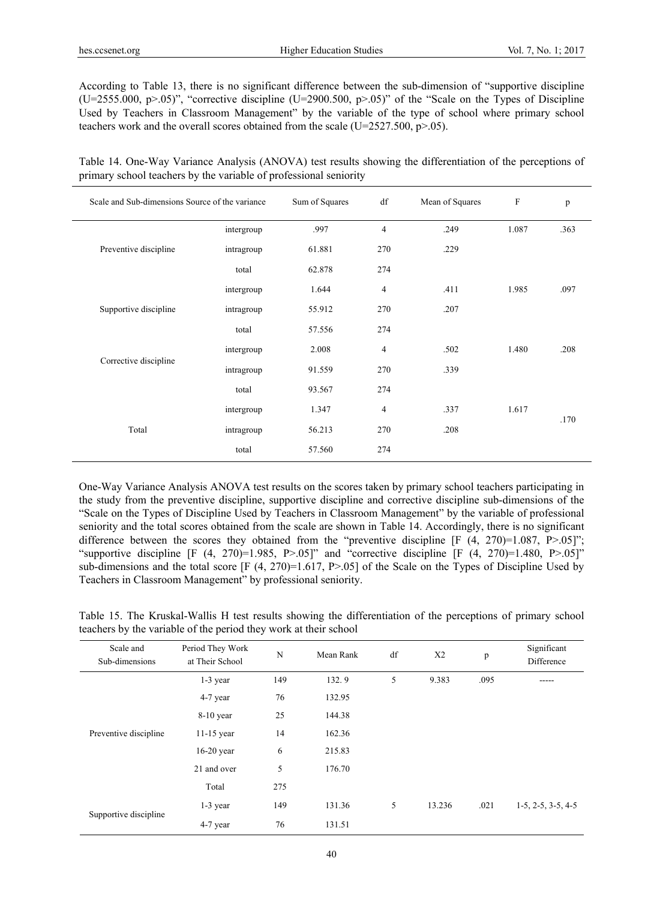According to Table 13, there is no significant difference between the sub-dimension of "supportive discipline (U=2555.000, p>.05)", "corrective discipline (U=2900.500, p>.05)" of the "Scale on the Types of Discipline Used by Teachers in Classroom Management" by the variable of the type of school where primary school teachers work and the overall scores obtained from the scale (U=2527.500, p>.05).

Table 14. One-Way Variance Analysis (ANOVA) test results showing the differentiation of the perceptions of primary school teachers by the variable of professional seniority

| Scale and Sub-dimensions | Source of the variance | Sum of Squares | df | Mean of Squares | F | p |
|---|---|---|---|---|---|---|
| Preventive discipline | intergroup | .997 | 4 | .249 | 1.087 | .363 |
| | intragroup | 61.881 | 270 | .229 | | |
| | total | 62.878 | 274 | | | |
| Supportive discipline | intergroup | 1.644 | 4 | .411 | 1.985 | .097 |
| | intragroup | 55.912 | 270 | .207 | | |
| | total | 57.556 | 274 | | | |
| Corrective discipline | intergroup | 2.008 | 4 | .502 | 1.480 | .208 |
| | intragroup | 91.559 | 270 | .339 | | |
| | total | 93.567 | 274 | | | |
| Total | intergroup | 1.347 | 4 | .337 | 1.617 | .170 |
| | intragroup | 56.213 | 270 | .208 | | |
| | total | 57.560 | 274 | | | |

One-Way Variance Analysis ANOVA test results on the scores taken by primary school teachers participating in the study from the preventive discipline, supportive discipline and corrective discipline sub-dimensions of the "Scale on the Types of Discipline Used by Teachers in Classroom Management" by the variable of professional seniority and the total scores obtained from the scale are shown in Table 14. Accordingly, there is no significant difference between the scores they obtained from the "preventive discipline [F (4, 270)=1.087, P>.05]"; "supportive discipline [F (4, 270)=1.985, P>.05]" and "corrective discipline [F (4, 270)=1.480, P>.05]" sub-dimensions and the total score [F (4, 270)=1.617, P>.05] of the Scale on the Types of Discipline Used by Teachers in Classroom Management" by professional seniority.

Table 15. The Kruskal-Wallis H test results showing the differentiation of the perceptions of primary school teachers by the variable of the period they work at their school

| Scale and Sub-dimensions | Period They Work at Their School | N | Mean Rank | df | X2 | p | Significant Difference |
|---|---|---|---|---|---|---|---|
| Preventive discipline | 1-3 year | 149 | 132. 9 | 5 | 9.383 | .095 | ----- |
| | 4-7 year | 76 | 132.95 | | | | |
| | 8-10 year | 25 | 144.38 | | | | |
| | 11-15 year | 14 | 162.36 | | | | |
| | 16-20 year | 6 | 215.83 | | | | |
| | 21 and over | 5 | 176.70 | | | | |
| | Total | 275 | | | | | |
| Supportive discipline | 1-3 year | 149 | 131.36 | 5 | 13.236 | .021 | 1-5, 2-5, 3-5, 4-5 |
| | 4-7 year | 76 | 131.51 | | | | |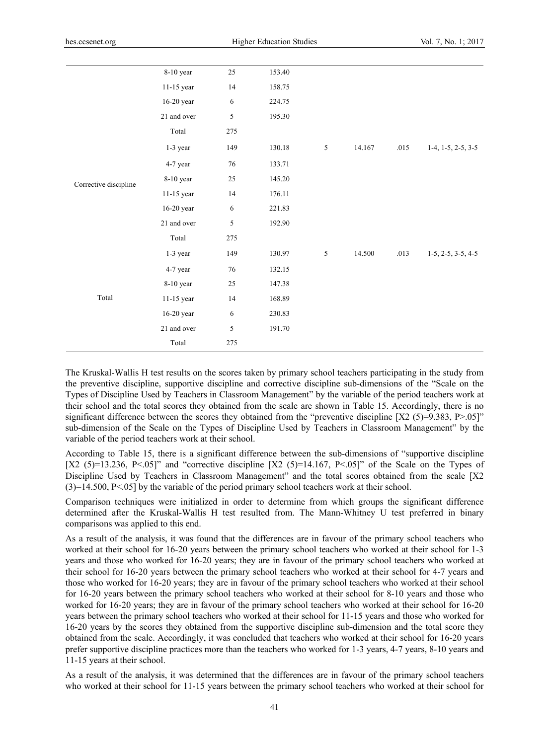| | | | | | | | |
|---|---|---|---|---|---|---|---|
| | 8-10 year | 25 | 153.40 | | | | |
| | 11-15 year | 14 | 158.75 | | | | |
| | 16-20 year | 6 | 224.75 | | | | |
| | 21 and over | 5 | 195.30 | | | | |
| | Total | 275 | | | | | |
| Corrective discipline | 1-3 year | 149 | 130.18 | 5 | 14.167 | .015 | 1-4, 1-5, 2-5, 3-5 |
| | 4-7 year | 76 | 133.71 | | | | |
| | 8-10 year | 25 | 145.20 | | | | |
| | 11-15 year | 14 | 176.11 | | | | |
| | 16-20 year | 6 | 221.83 | | | | |
| | 21 and over | 5 | 192.90 | | | | |
| | Total | 275 | | | | | |
| Total | 1-3 year | 149 | 130.97 | 5 | 14.500 | .013 | 1-5, 2-5, 3-5, 4-5 |
| | 4-7 year | 76 | 132.15 | | | | |
| | 8-10 year | 25 | 147.38 | | | | |
| | 11-15 year | 14 | 168.89 | | | | |
| | 16-20 year | 6 | 230.83 | | | | |
| | 21 and over | 5 | 191.70 | | | | |
| | Total | 275 | | | | | |

The Kruskal-Wallis H test results on the scores taken by primary school teachers participating in the study from the preventive discipline, supportive discipline and corrective discipline sub-dimensions of the "Scale on the Types of Discipline Used by Teachers in Classroom Management" by the variable of the period teachers work at their school and the total scores they obtained from the scale are shown in Table 15. Accordingly, there is no significant difference between the scores they obtained from the "preventive discipline [$X2\ (5)=9.383$, $P>.05$]" sub-dimension of the Scale on the Types of Discipline Used by Teachers in Classroom Management" by the variable of the period teachers work at their school.

According to Table 15, there is a significant difference between the sub-dimensions of "supportive discipline [$X2\ (5)=13.236$, $P<.05$]" and "corrective discipline [$X2\ (5)=14.167$, $P<.05$]" of the Scale on the Types of Discipline Used by Teachers in Classroom Management" and the total scores obtained from the scale [$X2\ (3)=14.500$, $P<.05$] by the variable of the period primary school teachers work at their school.

Comparison techniques were initialized in order to determine from which groups the significant difference determined after the Kruskal-Wallis H test resulted from. The Mann-Whitney U test preferred in binary comparisons was applied to this end.

As a result of the analysis, it was found that the differences are in favour of the primary school teachers who worked at their school for 16-20 years between the primary school teachers who worked at their school for 1-3 years and those who worked for 16-20 years; they are in favour of the primary school teachers who worked at their school for 16-20 years between the primary school teachers who worked at their school for 4-7 years and those who worked for 16-20 years; they are in favour of the primary school teachers who worked at their school for 16-20 years between the primary school teachers who worked at their school for 8-10 years and those who worked for 16-20 years; they are in favour of the primary school teachers who worked at their school for 16-20 years between the primary school teachers who worked at their school for 11-15 years and those who worked for 16-20 years by the scores they obtained from the supportive discipline sub-dimension and the total score they obtained from the scale. Accordingly, it was concluded that teachers who worked at their school for 16-20 years prefer supportive discipline practices more than the teachers who worked for 1-3 years, 4-7 years, 8-10 years and 11-15 years at their school.

As a result of the analysis, it was determined that the differences are in favour of the primary school teachers who worked at their school for 11-15 years between the primary school teachers who worked at their school for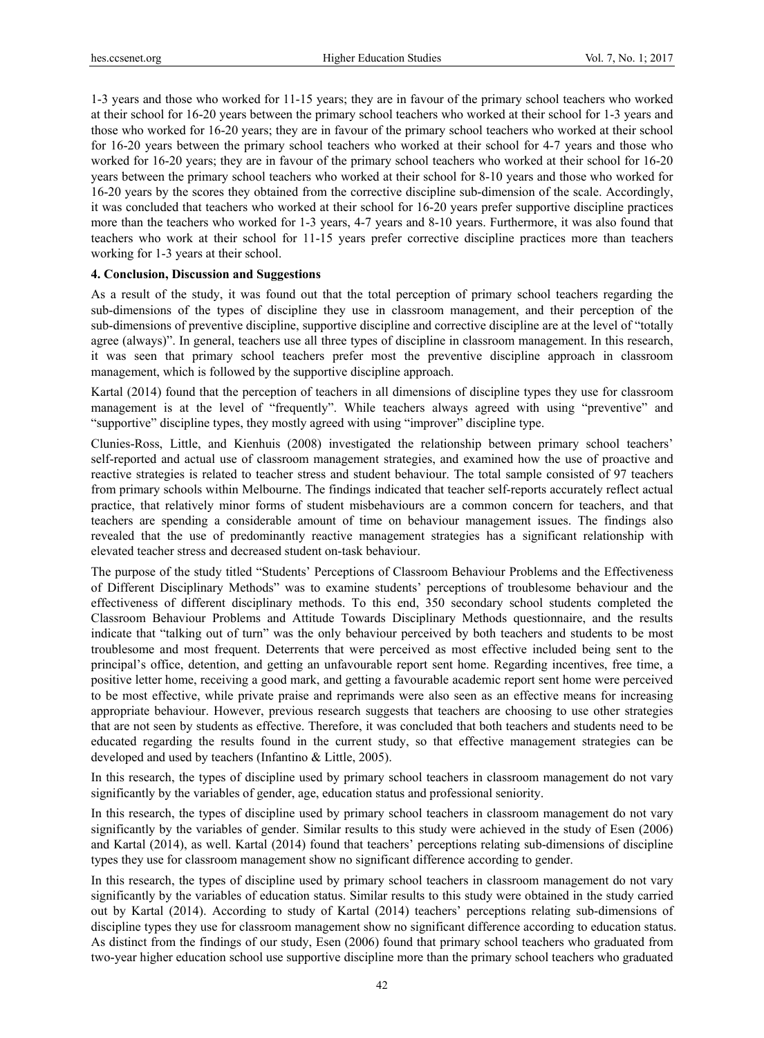1-3 years and those who worked for 11-15 years; they are in favour of the primary school teachers who worked at their school for 16-20 years between the primary school teachers who worked at their school for 1-3 years and those who worked for 16-20 years; they are in favour of the primary school teachers who worked at their school for 16-20 years between the primary school teachers who worked at their school for 4-7 years and those who worked for 16-20 years; they are in favour of the primary school teachers who worked at their school for 16-20 years between the primary school teachers who worked at their school for 8-10 years and those who worked for 16-20 years by the scores they obtained from the corrective discipline sub-dimension of the scale. Accordingly, it was concluded that teachers who worked at their school for 16-20 years prefer supportive discipline practices more than the teachers who worked for 1-3 years, 4-7 years and 8-10 years. Furthermore, it was also found that teachers who work at their school for 11-15 years prefer corrective discipline practices more than teachers working for 1-3 years at their school.

## 4. Conclusion, Discussion and Suggestions

As a result of the study, it was found out that the total perception of primary school teachers regarding the sub-dimensions of the types of discipline they use in classroom management, and their perception of the sub-dimensions of preventive discipline, supportive discipline and corrective discipline are at the level of "totally agree (always)". In general, teachers use all three types of discipline in classroom management. In this research, it was seen that primary school teachers prefer most the preventive discipline approach in classroom management, which is followed by the supportive discipline approach.

Kartal (2014) found that the perception of teachers in all dimensions of discipline types they use for classroom management is at the level of "frequently". While teachers always agreed with using "preventive" and "supportive" discipline types, they mostly agreed with using "improver" discipline type.

Clunies-Ross, Little, and Kienhuis (2008) investigated the relationship between primary school teachers' self-reported and actual use of classroom management strategies, and examined how the use of proactive and reactive strategies is related to teacher stress and student behaviour. The total sample consisted of 97 teachers from primary schools within Melbourne. The findings indicated that teacher self-reports accurately reflect actual practice, that relatively minor forms of student misbehaviours are a common concern for teachers, and that teachers are spending a considerable amount of time on behaviour management issues. The findings also revealed that the use of predominantly reactive management strategies has a significant relationship with elevated teacher stress and decreased student on-task behaviour.

The purpose of the study titled "Students' Perceptions of Classroom Behaviour Problems and the Effectiveness of Different Disciplinary Methods" was to examine students' perceptions of troublesome behaviour and the effectiveness of different disciplinary methods. To this end, 350 secondary school students completed the Classroom Behaviour Problems and Attitude Towards Disciplinary Methods questionnaire, and the results indicate that "talking out of turn" was the only behaviour perceived by both teachers and students to be most troublesome and most frequent. Deterrents that were perceived as most effective included being sent to the principal's office, detention, and getting an unfavourable report sent home. Regarding incentives, free time, a positive letter home, receiving a good mark, and getting a favourable academic report sent home were perceived to be most effective, while private praise and reprimands were also seen as an effective means for increasing appropriate behaviour. However, previous research suggests that teachers are choosing to use other strategies that are not seen by students as effective. Therefore, it was concluded that both teachers and students need to be educated regarding the results found in the current study, so that effective management strategies can be developed and used by teachers (Infantino & Little, 2005).

In this research, the types of discipline used by primary school teachers in classroom management do not vary significantly by the variables of gender, age, education status and professional seniority.

In this research, the types of discipline used by primary school teachers in classroom management do not vary significantly by the variables of gender. Similar results to this study were achieved in the study of Esen (2006) and Kartal (2014), as well. Kartal (2014) found that teachers' perceptions relating sub-dimensions of discipline types they use for classroom management show no significant difference according to gender.

In this research, the types of discipline used by primary school teachers in classroom management do not vary significantly by the variables of education status. Similar results to this study were obtained in the study carried out by Kartal (2014). According to study of Kartal (2014) teachers' perceptions relating sub-dimensions of discipline types they use for classroom management show no significant difference according to education status. As distinct from the findings of our study, Esen (2006) found that primary school teachers who graduated from two-year higher education school use supportive discipline more than the primary school teachers who graduated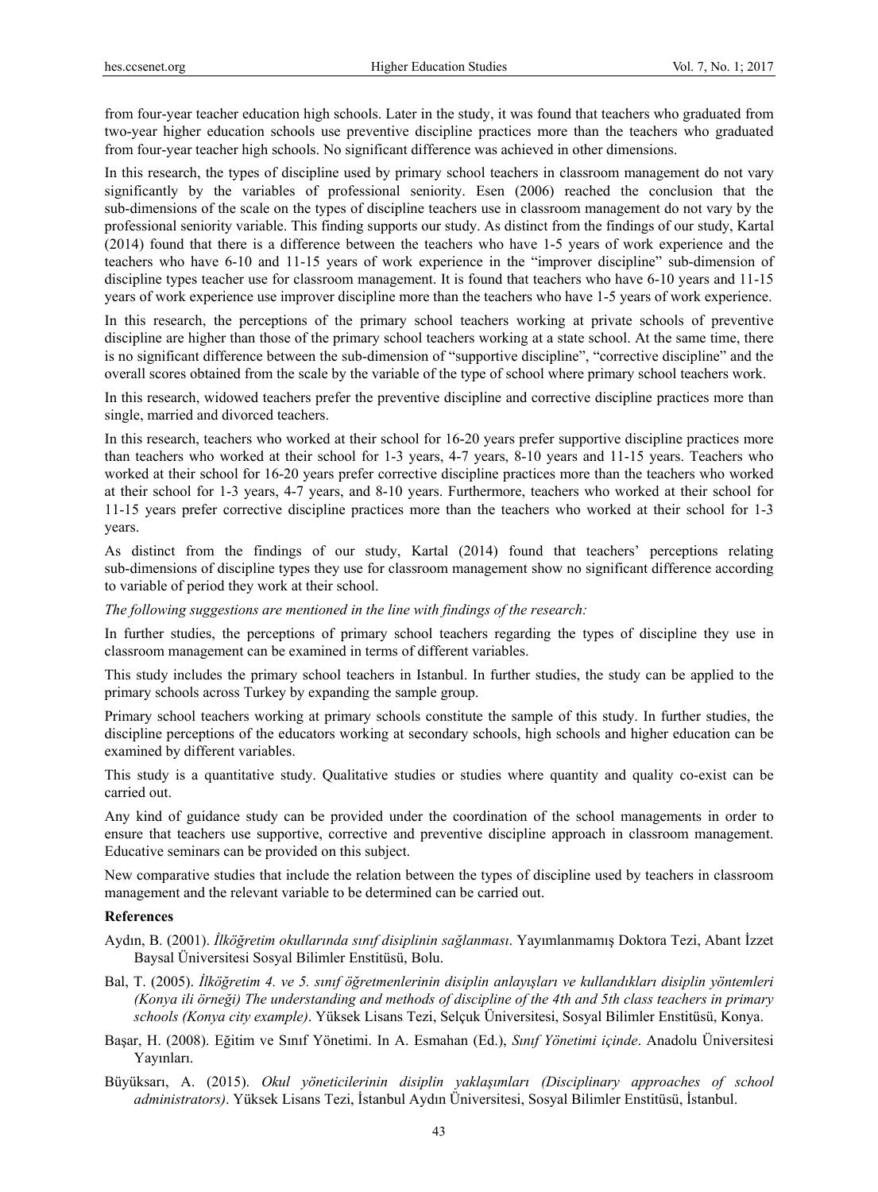from four-year teacher education high schools. Later in the study, it was found that teachers who graduated from two-year higher education schools use preventive discipline practices more than the teachers who graduated from four-year teacher high schools. No significant difference was achieved in other dimensions.

In this research, the types of discipline used by primary school teachers in classroom management do not vary significantly by the variables of professional seniority. Esen (2006) reached the conclusion that the sub-dimensions of the scale on the types of discipline teachers use in classroom management do not vary by the professional seniority variable. This finding supports our study. As distinct from the findings of our study, Kartal (2014) found that there is a difference between the teachers who have 1-5 years of work experience and the teachers who have 6-10 and 11-15 years of work experience in the "improver discipline" sub-dimension of discipline types teacher use for classroom management. It is found that teachers who have 6-10 years and 11-15 years of work experience use improver discipline more than the teachers who have 1-5 years of work experience.

In this research, the perceptions of the primary school teachers working at private schools of preventive discipline are higher than those of the primary school teachers working at a state school. At the same time, there is no significant difference between the sub-dimension of "supportive discipline", "corrective discipline" and the overall scores obtained from the scale by the variable of the type of school where primary school teachers work.

In this research, widowed teachers prefer the preventive discipline and corrective discipline practices more than single, married and divorced teachers.

In this research, teachers who worked at their school for 16-20 years prefer supportive discipline practices more than teachers who worked at their school for 1-3 years, 4-7 years, 8-10 years and 11-15 years. Teachers who worked at their school for 16-20 years prefer corrective discipline practices more than the teachers who worked at their school for 1-3 years, 4-7 years, and 8-10 years. Furthermore, teachers who worked at their school for 11-15 years prefer corrective discipline practices more than the teachers who worked at their school for 1-3 years.

As distinct from the findings of our study, Kartal (2014) found that teachers' perceptions relating sub-dimensions of discipline types they use for classroom management show no significant difference according to variable of period they work at their school.

*The following suggestions are mentioned in the line with findings of the research:*

In further studies, the perceptions of primary school teachers regarding the types of discipline they use in classroom management can be examined in terms of different variables.

This study includes the primary school teachers in Istanbul. In further studies, the study can be applied to the primary schools across Turkey by expanding the sample group.

Primary school teachers working at primary schools constitute the sample of this study. In further studies, the discipline perceptions of the educators working at secondary schools, high schools and higher education can be examined by different variables.

This study is a quantitative study. Qualitative studies or studies where quantity and quality co-exist can be carried out.

Any kind of guidance study can be provided under the coordination of the school managements in order to ensure that teachers use supportive, corrective and preventive discipline approach in classroom management. Educative seminars can be provided on this subject.

New comparative studies that include the relation between the types of discipline used by teachers in classroom management and the relevant variable to be determined can be carried out.

## References

Aydın, B. (2001). *İlköğretim okullarında sınıf disiplinin sağlanması*. Yayımlanmamış Doktora Tezi, Abant İzzet Baysal Üniversitesi Sosyal Bilimler Enstitüsü, Bolu.

Bal, T. (2005). *İlköğretim 4. ve 5. sınıf öğretmenlerinin disiplin anlayışları ve kullandıkları disiplin yöntemleri (Konya ili örneği) The understanding and methods of discipline of the 4th and 5th class teachers in primary schools (Konya city example)*. Yüksek Lisans Tezi, Selçuk Üniversitesi, Sosyal Bilimler Enstitüsü, Konya.

Başar, H. (2008). Eğitim ve Sınıf Yönetimi. In A. Esmahan (Ed.), *Sınıf Yönetimi içinde*. Anadolu Üniversitesi Yayınları.

Büyüksarı, A. (2015). *Okul yöneticilerinin disiplin yaklaşımları (Disciplinary approaches of school administrators)*. Yüksek Lisans Tezi, İstanbul Aydın Üniversitesi, Sosyal Bilimler Enstitüsü, İstanbul.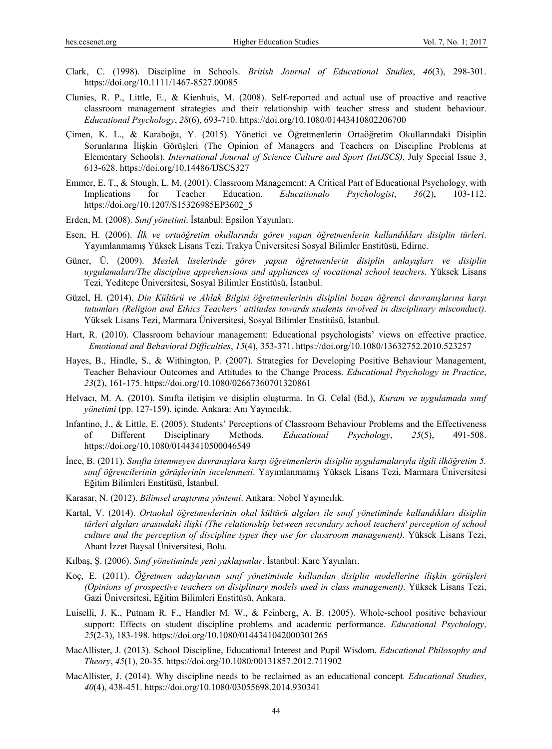Clark, C. (1998). Discipline in Schools. *British Journal of Educational Studies*, *46*(3), 298-301. https://doi.org/10.1111/1467-8527.00085

Clunies, R. P., Little, E., & Kienhuis, M. (2008). Self-reported and actual use of proactive and reactive classroom management strategies and their relationship with teacher stress and student behaviour. *Educational Psychology*, *28*(6), 693-710. https://doi.org/10.1080/01443410802206700

Çimen, K. L., & Karaboğa, Y. (2015). Yönetici ve Öğretmenlerin Ortaöğretim Okullarındaki Disiplin Sorunlarına İlişkin Görüşleri (The Opinion of Managers and Teachers on Discipline Problems at Elementary Schools). *International Journal of Science Culture and Sport (IntJSCS)*, July Special Issue 3, 613-628. https://doi.org/10.14486/IJSCS327

Emmer, E. T., & Stough, L. M. (2001). Classroom Management: A Critical Part of Educational Psychology, with Implications for Teacher Education. *Educationalo Psychologist*, *36*(2), 103-112. https://doi.org/10.1207/S15326985EP3602_5

Erden, M. (2008). *Sınıf yönetimi*. İstanbul: Epsilon Yayınları.

Esen, H. (2006). *İlk ve ortaöğretim okullarında görev yapan öğretmenlerin kullandıkları disiplin türleri*. Yayımlanmamış Yüksek Lisans Tezi, Trakya Üniversitesi Sosyal Bilimler Enstitüsü, Edirne.

Güner, Ü. (2009). *Meslek liselerinde görev yapan öğretmenlerin disiplin anlayışları ve disiplin uygulamaları/The discipline apprehensions and appliances of vocational school teachers*. Yüksek Lisans Tezi, Yeditepe Üniversitesi, Sosyal Bilimler Enstitüsü, İstanbul.

Güzel, H. (2014). *Din Kültürü ve Ahlak Bilgisi öğretmenlerinin disiplini bozan öğrenci davranışlarına karşı tutumları (Religion and Ethics Teachers' attitudes towards students involved in disciplinary misconduct)*. Yüksek Lisans Tezi, Marmara Üniversitesi, Sosyal Bilimler Enstitüsü, İstanbul.

Hart, R. (2010). Classroom behaviour management: Educational psychologists' views on effective practice. *Emotional and Behavioral Difficulties*, *15*(4), 353-371. https://doi.org/10.1080/13632752.2010.523257

Hayes, B., Hindle, S., & Withington, P. (2007). Strategies for Developing Positive Behaviour Management, Teacher Behaviour Outcomes and Attitudes to the Change Process. *Educational Psychology in Practice*, *23*(2), 161-175. https://doi.org/10.1080/02667360701320861

Helvacı, M. A. (2010). Sınıfta iletişim ve disiplin oluşturma. In G. Celal (Ed.), *Kuram ve uygulamada sınıf yönetimi* (pp. 127-159). içinde. Ankara: Anı Yayıncılık.

Infantino, J., & Little, E. (2005). Students' Perceptions of Classroom Behaviour Problems and the Effectiveness of Different Disciplinary Methods. *Educational Psychology*, *25*(5), 491-508. https://doi.org/10.1080/01443410500046549

İnce, B. (2011). *Sınıfta istenmeyen davranışlara karşı öğretmenlerin disiplin uygulamalarıyla ilgili ilköğretim 5. sınıf öğrencilerinin görüşlerinin incelenmesi*. Yayımlanmamış Yüksek Lisans Tezi, Marmara Üniversitesi Eğitim Bilimleri Enstitüsü, İstanbul.

Karasar, N. (2012). *Bilimsel araştırma yöntemi*. Ankara: Nobel Yayıncılık.

Kartal, V. (2014). *Ortaokul öğretmenlerinin okul kültürü algıları ile sınıf yönetiminde kullandıkları disiplin türleri algıları arasındaki ilişki (The relationship between secondary school teachers' perception of school culture and the perception of discipline types they use for classroom management)*. Yüksek Lisans Tezi, Abant İzzet Baysal Üniversitesi, Bolu.

Kılbaş, Ş. (2006). *Sınıf yönetiminde yeni yaklaşımlar*. İstanbul: Kare Yayınları.

Koç, E. (2011). *Öğretmen adaylarının sınıf yönetiminde kullanılan disiplin modellerine ilişkin görüşleri (Opinions of prospective teachers on disiplinary models used in class management)*. Yüksek Lisans Tezi, Gazi Üniversitesi, Eğitim Bilimleri Enstitüsü, Ankara.

Luiselli, J. K., Putnam R. F., Handler M. W., & Feinberg, A. B. (2005). Whole-school positive behaviour support: Effects on student discipline problems and academic performance. *Educational Psychology*, *25*(2-3), 183-198. https://doi.org/10.1080/0144341042000301265

MacAllister, J. (2013). School Discipline, Educational Interest and Pupil Wisdom. *Educational Philosophy and Theory*, *45*(1), 20-35. https://doi.org/10.1080/00131857.2012.711902

MacAllister, J. (2014). Why discipline needs to be reclaimed as an educational concept. *Educational Studies*, *40*(4), 438-451. https://doi.org/10.1080/03055698.2014.930341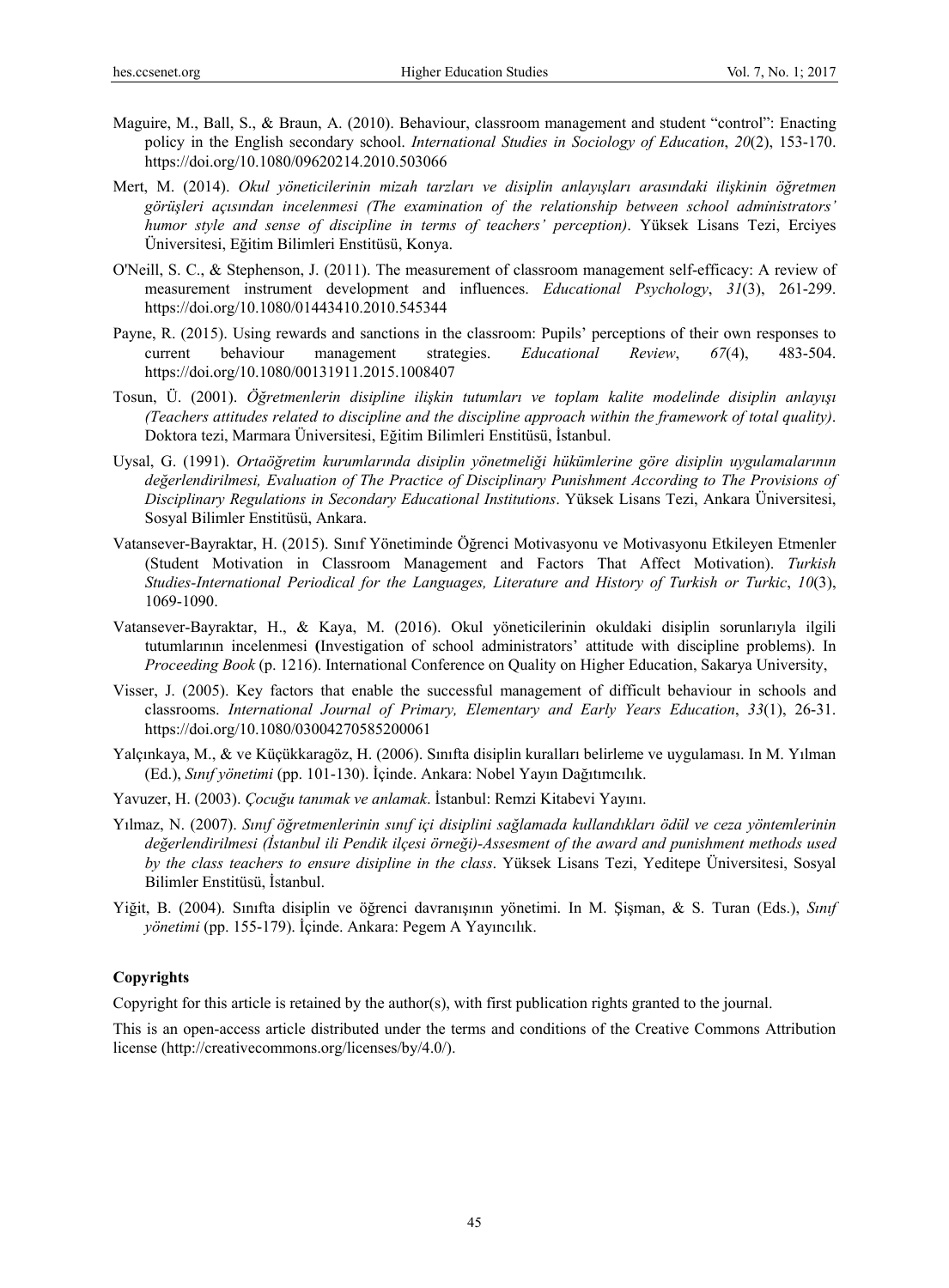Maguire, M., Ball, S., & Braun, A. (2010). Behaviour, classroom management and student "control": Enacting policy in the English secondary school. *International Studies in Sociology of Education*, *20*(2), 153-170. https://doi.org/10.1080/09620214.2010.503066

Mert, M. (2014). *Okul yöneticilerinin mizah tarzları ve disiplin anlayışları arasındaki ilişkinin öğretmen görüşleri açısından incelenmesi (The examination of the relationship between school administrators' humor style and sense of discipline in terms of teachers' perception)*. Yüksek Lisans Tezi, Erciyes Üniversitesi, Eğitim Bilimleri Enstitüsü, Konya.

O'Neill, S. C., & Stephenson, J. (2011). The measurement of classroom management self-efficacy: A review of measurement instrument development and influences. *Educational Psychology*, *31*(3), 261-299. https://doi.org/10.1080/01443410.2010.545344

Payne, R. (2015). Using rewards and sanctions in the classroom: Pupils' perceptions of their own responses to current behaviour management strategies. *Educational Review*, *67*(4), 483-504. https://doi.org/10.1080/00131911.2015.1008407

Tosun, Ü. (2001). *Öğretmenlerin disipline ilişkin tutumları ve toplam kalite modelinde disiplin anlayışı (Teachers attitudes related to discipline and the discipline approach within the framework of total quality)*. Doktora tezi, Marmara Üniversitesi, Eğitim Bilimleri Enstitüsü, İstanbul.

Uysal, G. (1991). *Ortaöğretim kurumlarında disiplin yönetmeliği hükümlerine göre disiplin uygulamalarının değerlendirilmesi, Evaluation of The Practice of Disciplinary Punishment According to The Provisions of Disciplinary Regulations in Secondary Educational Institutions*. Yüksek Lisans Tezi, Ankara Üniversitesi, Sosyal Bilimler Enstitüsü, Ankara.

Vatansever-Bayraktar, H. (2015). Sınıf Yönetiminde Öğrenci Motivasyonu ve Motivasyonu Etkileyen Etmenler (Student Motivation in Classroom Management and Factors That Affect Motivation). *Turkish Studies-International Periodical for the Languages, Literature and History of Turkish or Turkic*, *10*(3), 1069-1090.

Vatansever-Bayraktar, H., & Kaya, M. (2016). Okul yöneticilerinin okuldaki disiplin sorunlarıyla ilgili tutumlarının incelenmesi **(**Investigation of school administrators' attitude with discipline problems). In *Proceeding Book* (p. 1216). International Conference on Quality on Higher Education, Sakarya University,

Visser, J. (2005). Key factors that enable the successful management of difficult behaviour in schools and classrooms. *International Journal of Primary, Elementary and Early Years Education*, *33*(1), 26-31. https://doi.org/10.1080/03004270585200061

Yalçınkaya, M., & ve Küçükkaragöz, H. (2006). Sınıfta disiplin kuralları belirleme ve uygulaması. In M. Yılman (Ed.), *Sınıf yönetimi* (pp. 101-130). İçinde. Ankara: Nobel Yayın Dağıtımcılık.

Yavuzer, H. (2003). *Çocuğu tanımak ve anlamak*. İstanbul: Remzi Kitabevi Yayını.

Yılmaz, N. (2007). *Sınıf öğretmenlerinin sınıf içi disiplini sağlamada kullandıkları ödül ve ceza yöntemlerinin değerlendirilmesi (İstanbul ili Pendik ilçesi örneği)-Assesment of the award and punishment methods used by the class teachers to ensure disipline in the class*. Yüksek Lisans Tezi, Yeditepe Üniversitesi, Sosyal Bilimler Enstitüsü, İstanbul.

Yiğit, B. (2004). Sınıfta disiplin ve öğrenci davranışının yönetimi. In M. Şişman, & S. Turan (Eds.), *Sınıf yönetimi* (pp. 155-179). İçinde. Ankara: Pegem A Yayıncılık.

**Copyrights**

Copyright for this article is retained by the author(s), with first publication rights granted to the journal.

This is an open-access article distributed under the terms and conditions of the Creative Commons Attribution license (http://creativecommons.org/licenses/by/4.0/).